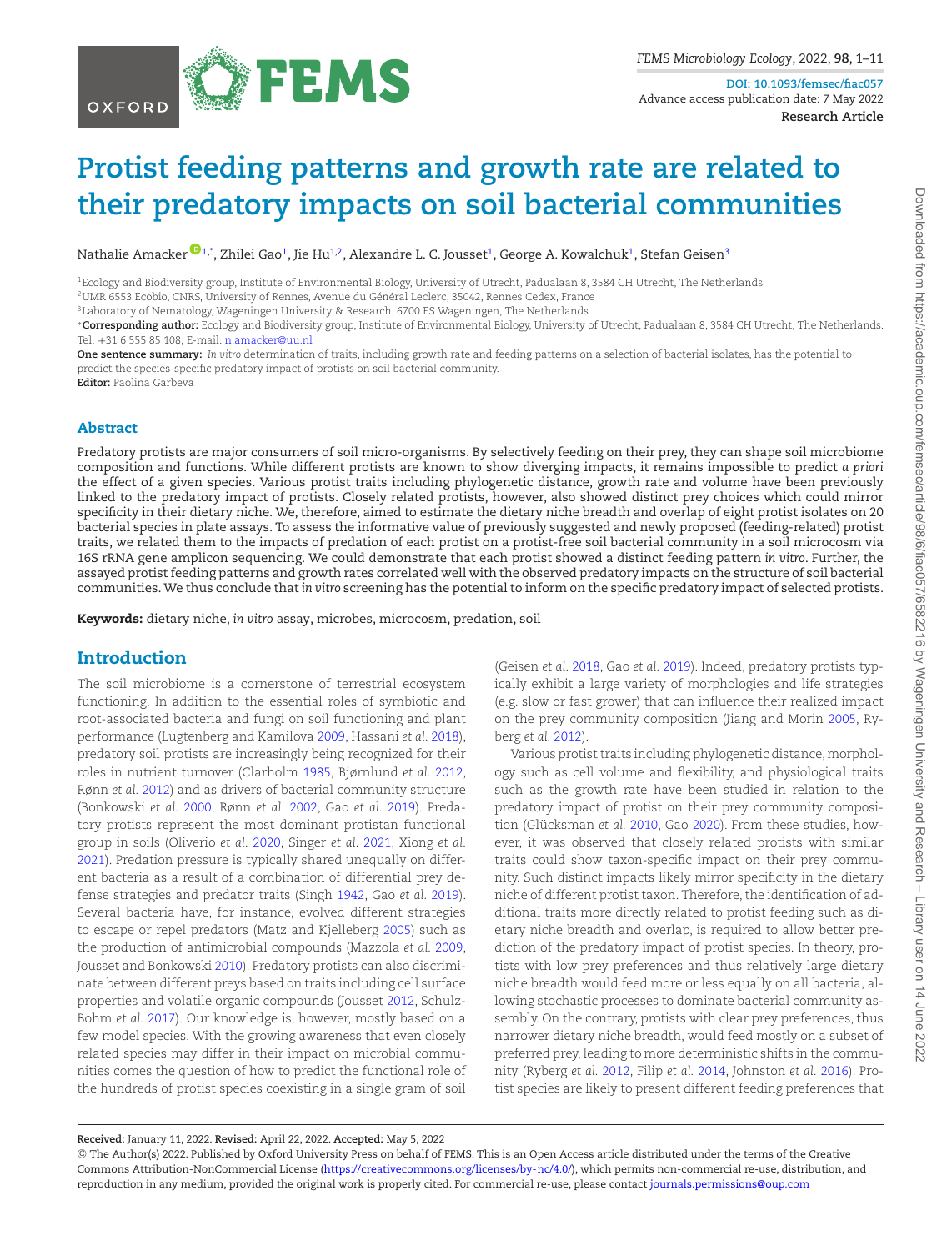# Protist feeding patterns and growth rate are related to their predatory impacts on soil bacterial communities

Nathalie Amacker[1,*], Zhilei Gao[1], Jie Hu[1,2], Alexandre L. C. Jousset[1], George A. Kowalchuk[1], Stefan Geisen[3]

[1]Ecology and Biodiversity group, Institute of Environmental Biology, University of Utrecht, Padualaan 8, 3584 CH Utrecht, The Netherlands
[2]UMR 6553 Ecobio, CNRS, University of Rennes, Avenue du Général Leclerc, 35042, Rennes Cedex, France
[3]Laboratory of Nematology, Wageningen University & Research, 6700 ES Wageningen, The Netherlands
*Corresponding author: Ecology and Biodiversity group, Institute of Environmental Biology, University of Utrecht, Padualaan 8, 3584 CH Utrecht, The Netherlands. Tel: +31 6 555 85 108; E-mail: n.amacker@uu.nl

**One sentence summary:** *In vitro* determination of traits, including growth rate and feeding patterns on a selection of bacterial isolates, has the potential to predict the species-specific predatory impact of protists on soil bacterial community.
**Editor:** Paolina Garbeva

## Abstract

Predatory protists are major consumers of soil micro-organisms. By selectively feeding on their prey, they can shape soil microbiome composition and functions. While different protists are known to show diverging impacts, it remains impossible to predict *a priori* the effect of a given species. Various protist traits including phylogenetic distance, growth rate and volume have been previously linked to the predatory impact of protists. Closely related protists, however, also showed distinct prey choices which could mirror specificity in their dietary niche. We, therefore, aimed to estimate the dietary niche breadth and overlap of eight protist isolates on 20 bacterial species in plate assays. To assess the informative value of previously suggested and newly proposed (feeding-related) protist traits, we related them to the impacts of predation of each protist on a protist-free soil bacterial community in a soil microcosm via 16S rRNA gene amplicon sequencing. We could demonstrate that each protist showed a distinct feeding pattern *in vitro*. Further, the assayed protist feeding patterns and growth rates correlated well with the observed predatory impacts on the structure of soil bacterial communities. We thus conclude that *in vitro* screening has the potential to inform on the specific predatory impact of selected protists.

**Keywords:** dietary niche, *in vitro* assay, microbes, microcosm, predation, soil

## Introduction

The soil microbiome is a cornerstone of terrestrial ecosystem functioning. In addition to the essential roles of symbiotic and root-associated bacteria and fungi on soil functioning and plant performance (Lugtenberg and Kamilova 2009, Hassani *et al.* 2018), predatory soil protists are increasingly being recognized for their roles in nutrient turnover (Clarholm 1985, Bjørnlund *et al.* 2012, Rønn *et al.* 2012) and as drivers of bacterial community structure (Bonkowski *et al.* 2000, Rønn *et al.* 2002, Gao *et al.* 2019). Predatory protists represent the most dominant protistan functional group in soils (Oliverio *et al.* 2020, Singer *et al.* 2021, Xiong *et al.* 2021). Predation pressure is typically shared unequally on different bacteria as a result of a combination of differential prey defense strategies and predator traits (Singh 1942, Gao *et al.* 2019). Several bacteria have, for instance, evolved different strategies to escape or repel predators (Matz and Kjelleberg 2005) such as the production of antimicrobial compounds (Mazzola *et al.* 2009, Jousset and Bonkowski 2010). Predatory protists can also discriminate between different preys based on traits including cell surface properties and volatile organic compounds (Jousset 2012, Schulz-Bohm *et al.* 2017). Our knowledge is, however, mostly based on a few model species. With the growing awareness that even closely related species may differ in their impact on microbial communities comes the question of how to predict the functional role of the hundreds of protist species coexisting in a single gram of soil (Geisen *et al.* 2018, Gao *et al.* 2019). Indeed, predatory protists typically exhibit a large variety of morphologies and life strategies (e.g. slow or fast grower) that can influence their realized impact on the prey community composition (Jiang and Morin 2005, Ryberg *et al.* 2012).

Various protist traits including phylogenetic distance, morphology such as cell volume and flexibility, and physiological traits such as the growth rate have been studied in relation to the predatory impact of protist on their prey community composition (Glücksman *et al.* 2010, Gao 2020). From these studies, however, it was observed that closely related protists with similar traits could show taxon-specific impact on their prey community. Such distinct impacts likely mirror specificity in the dietary niche of different protist taxon. Therefore, the identification of additional traits more directly related to protist feeding such as dietary niche breadth and overlap, is required to allow better prediction of the predatory impact of protist species. In theory, protists with low prey preferences and thus relatively large dietary niche breadth would feed more or less equally on all bacteria, allowing stochastic processes to dominate bacterial community assembly. On the contrary, protists with clear prey preferences, thus narrower dietary niche breadth, would feed mostly on a subset of preferred prey, leading to more deterministic shifts in the community (Ryberg *et al.* 2012, Filip *et al.* 2014, Johnston *et al.* 2016). Protist species are likely to present different feeding preferences that

**Received:** January 11, 2022. **Revised:** April 22, 2022. **Accepted:** May 5, 2022
© The Author(s) 2022. Published by Oxford University Press on behalf of FEMS. This is an Open Access article distributed under the terms of the Creative Commons Attribution-NonCommercial License (https://creativecommons.org/licenses/by-nc/4.0/), which permits non-commercial re-use, distribution, and reproduction in any medium, provided the original work is properly cited. For commercial re-use, please contact journals.permissions@oup.com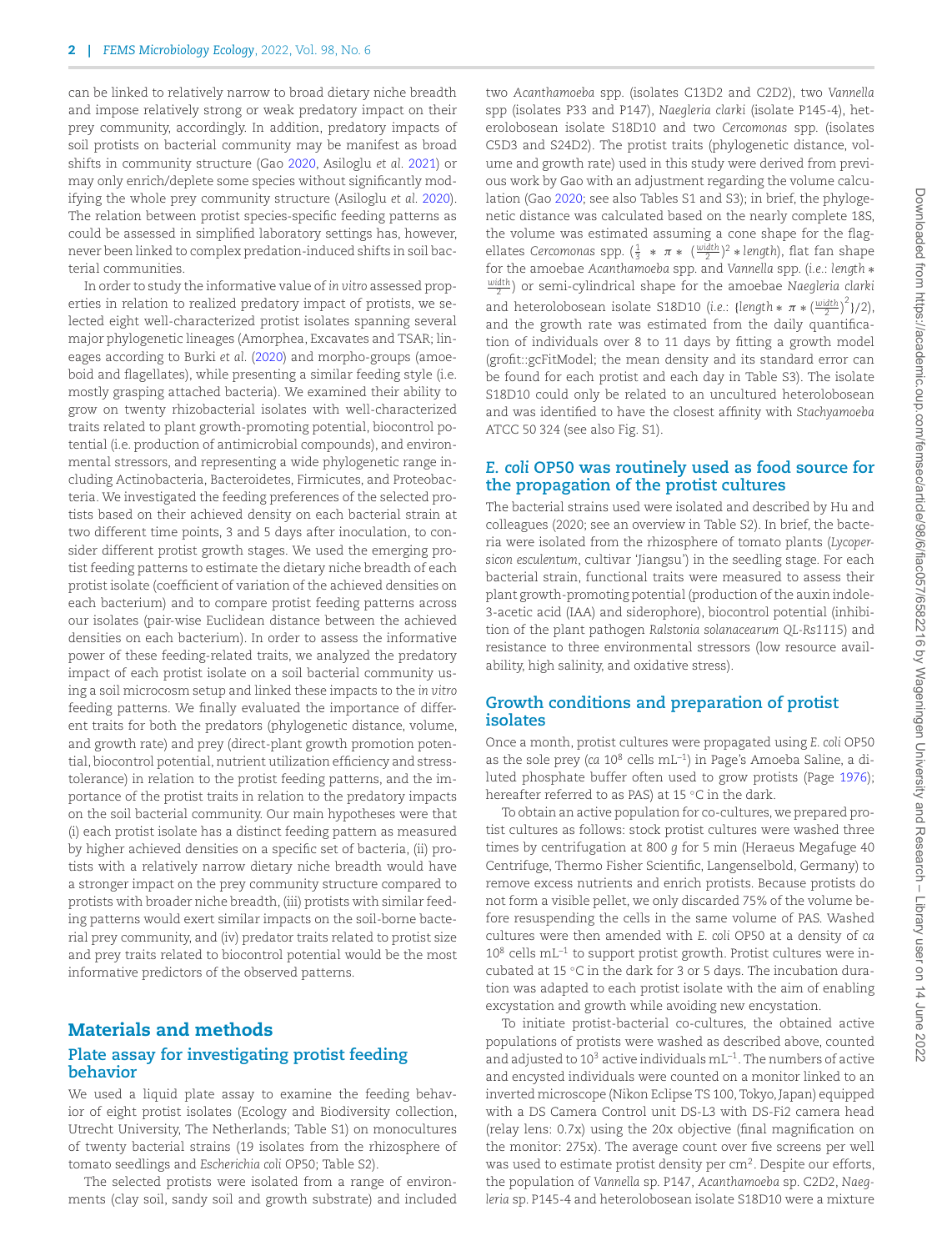can be linked to relatively narrow to broad dietary niche breadth and impose relatively strong or weak predatory impact on their prey community, accordingly. In addition, predatory impacts of soil protists on bacterial community may be manifest as broad shifts in community structure (Gao 2020, Asiloglu *et al.* 2021) or may only enrich/deplete some species without significantly modifying the whole prey community structure (Asiloglu *et al.* 2020). The relation between protist species-specific feeding patterns as could be assessed in simplified laboratory settings has, however, never been linked to complex predation-induced shifts in soil bacterial communities.

In order to study the informative value of *in vitro* assessed properties in relation to realized predatory impact of protists, we selected eight well-characterized protist isolates spanning several major phylogenetic lineages (Amorphea, Excavates and TSAR; lineages according to Burki *et al.* (2020) and morpho-groups (amoeboid and flagellates), while presenting a similar feeding style (i.e. mostly grasping attached bacteria). We examined their ability to grow on twenty rhizobacterial isolates with well-characterized traits related to plant growth-promoting potential, biocontrol potential (i.e. production of antimicrobial compounds), and environmental stressors, and representing a wide phylogenetic range including Actinobacteria, Bacteroidetes, Firmicutes, and Proteobacteria. We investigated the feeding preferences of the selected protists based on their achieved density on each bacterial strain at two different time points, 3 and 5 days after inoculation, to consider different protist growth stages. We used the emerging protist feeding patterns to estimate the dietary niche breadth of each protist isolate (coefficient of variation of the achieved densities on each bacterium) and to compare protist feeding patterns across our isolates (pair-wise Euclidean distance between the achieved densities on each bacterium). In order to assess the informative power of these feeding-related traits, we analyzed the predatory impact of each protist isolate on a soil bacterial community using a soil microcosm setup and linked these impacts to the *in vitro* feeding patterns. We finally evaluated the importance of different traits for both the predators (phylogenetic distance, volume, and growth rate) and prey (direct-plant growth promotion potential, biocontrol potential, nutrient utilization efficiency and stress-tolerance) in relation to the protist feeding patterns, and the importance of the protist traits in relation to the predatory impacts on the soil bacterial community. Our main hypotheses were that (i) each protist isolate has a distinct feeding pattern as measured by higher achieved densities on a specific set of bacteria, (ii) protists with a relatively narrow dietary niche breadth would have a stronger impact on the prey community structure compared to protists with broader niche breadth, (iii) protists with similar feeding patterns would exert similar impacts on the soil-borne bacterial prey community, and (iv) predator traits related to protist size and prey traits related to biocontrol potential would be the most informative predictors of the observed patterns.

# Materials and methods

## Plate assay for investigating protist feeding behavior

We used a liquid plate assay to examine the feeding behavior of eight protist isolates (Ecology and Biodiversity collection, Utrecht University, The Netherlands; Table S1) on monocultures of twenty bacterial strains (19 isolates from the rhizosphere of tomato seedlings and *Escherichia coli* OP50; Table S2).

The selected protists were isolated from a range of environments (clay soil, sandy soil and growth substrate) and included two *Acanthamoeba* spp. (isolates C13D2 and C2D2), two *Vannella* spp (isolates P33 and P147), *Naegleria clarki* (isolate P145-4), heterolobosean isolate S18D10 and two *Cercomonas* spp. (isolates C5D3 and S24D2). The protist traits (phylogenetic distance, volume and growth rate) used in this study were derived from previous work by Gao with an adjustment regarding the volume calculation (Gao 2020; see also Tables S1 and S3); in brief, the phylogenetic distance was calculated based on the nearly complete 18S, the volume was estimated assuming a cone shape for the flagellates *Cercomonas* spp. ($\frac{1}{3} * \pi * (\frac{width}{2})^2 * length$), flat fan shape for the amoebae *Acanthamoeba* spp. and *Vannella* spp. (*i.e.*: $length * \frac{width}{2}$) or semi-cylindrical shape for the amoebae *Naegleria clarki* and heterolobosean isolate S18D10 (*i.e.*: $[length * \pi * (\frac{width}{2})^2]/2$), and the growth rate was estimated from the daily quantification of individuals over 8 to 11 days by fitting a growth model (grofit::gcFitModel; the mean density and its standard error can be found for each protist and each day in Table S3). The isolate S18D10 could only be related to an uncultured heterolobosean and was identified to have the closest affinity with *Stachyamoeba* ATCC 50 324 (see also Fig. S1).

## *E. coli* OP50 was routinely used as food source for the propagation of the protist cultures

The bacterial strains used were isolated and described by Hu and colleagues (2020; see an overview in Table S2). In brief, the bacteria were isolated from the rhizosphere of tomato plants (*Lycopersicon esculentum*, cultivar 'Jiangsu') in the seedling stage. For each bacterial strain, functional traits were measured to assess their plant growth-promoting potential (production of the auxin indole-3-acetic acid (IAA) and siderophore), biocontrol potential (inhibition of the plant pathogen *Ralstonia solanacearum QL-Rs1115*) and resistance to three environmental stressors (low resource availability, high salinity, and oxidative stress).

## Growth conditions and preparation of protist isolates

Once a month, protist cultures were propagated using *E. coli* OP50 as the sole prey (*ca* $10^8$ cells mL$^{-1}$) in Page's Amoeba Saline, a diluted phosphate buffer often used to grow protists (Page 1976); hereafter referred to as PAS) at 15 °C in the dark.

To obtain an active population for co-cultures, we prepared protist cultures as follows: stock protist cultures were washed three times by centrifugation at 800 *g* for 5 min (Heraeus Megafuge 40 Centrifuge, Thermo Fisher Scientific, Langenselbold, Germany) to remove excess nutrients and enrich protists. Because protists do not form a visible pellet, we only discarded 75% of the volume before resuspending the cells in the same volume of PAS. Washed cultures were then amended with *E. coli* OP50 at a density of *ca* $10^8$ cells mL$^{-1}$ to support protist growth. Protist cultures were incubated at 15 °C in the dark for 3 or 5 days. The incubation duration was adapted to each protist isolate with the aim of enabling excystation and growth while avoiding new encystation.

To initiate protist-bacterial co-cultures, the obtained active populations of protists were washed as described above, counted and adjusted to $10^3$ active individuals mL$^{-1}$. The numbers of active and encysted individuals were counted on a monitor linked to an inverted microscope (Nikon Eclipse TS 100, Tokyo, Japan) equipped with a DS Camera Control unit DS-L3 with DS-Fi2 camera head (relay lens: 0.7x) using the 20x objective (final magnification on the monitor: 275x). The average count over five screens per well was used to estimate protist density per cm$^2$. Despite our efforts, the population of *Vannella* sp. P147, *Acanthamoeba* sp. C2D2, *Naegleria* sp. P145-4 and heterolobosean isolate S18D10 were a mixture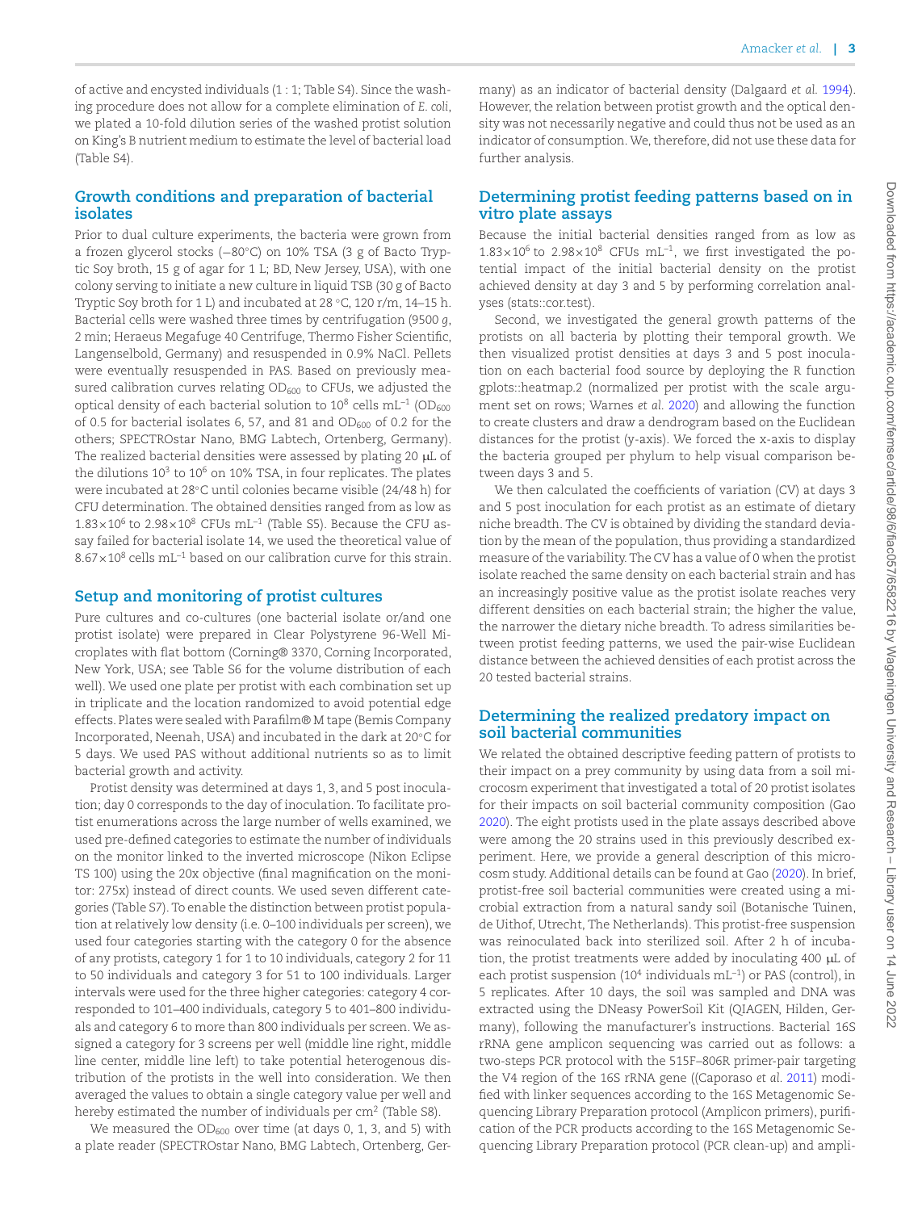of active and encysted individuals (1 : 1; Table S4). Since the washing procedure does not allow for a complete elimination of *E. coli*, we plated a 10-fold dilution series of the washed protist solution on King's B nutrient medium to estimate the level of bacterial load (Table S4).

## Growth conditions and preparation of bacterial isolates

Prior to dual culture experiments, the bacteria were grown from a frozen glycerol stocks (−80°C) on 10% TSA (3 g of Bacto Tryptic Soy broth, 15 g of agar for 1 L; BD, New Jersey, USA), with one colony serving to initiate a new culture in liquid TSB (30 g of Bacto Tryptic Soy broth for 1 L) and incubated at 28 °C, 120 r/m, 14–15 h. Bacterial cells were washed three times by centrifugation (9500 *g*, 2 min; Heraeus Megafuge 40 Centrifuge, Thermo Fisher Scientific, Langenselbold, Germany) and resuspended in 0.9% NaCl. Pellets were eventually resuspended in PAS. Based on previously measured calibration curves relating $OD_{600}$ to CFUs, we adjusted the optical density of each bacterial solution to $10^8$ cells mL$^{-1}$ ($OD_{600}$ of 0.5 for bacterial isolates 6, 57, and 81 and $OD_{600}$ of 0.2 for the others; SPECTROstar Nano, BMG Labtech, Ortenberg, Germany). The realized bacterial densities were assessed by plating 20 μL of the dilutions $10^3$ to $10^6$ on 10% TSA, in four replicates. The plates were incubated at 28°C until colonies became visible (24/48 h) for CFU determination. The obtained densities ranged from as low as $1.83\times10^6$ to $2.98\times10^8$ CFUs mL$^{-1}$ (Table S5). Because the CFU assay failed for bacterial isolate 14, we used the theoretical value of $8.67\times10^8$ cells mL$^{-1}$ based on our calibration curve for this strain.

## Setup and monitoring of protist cultures

Pure cultures and co-cultures (one bacterial isolate or/and one protist isolate) were prepared in Clear Polystyrene 96-Well Microplates with flat bottom (Corning® 3370, Corning Incorporated, New York, USA; see Table S6 for the volume distribution of each well). We used one plate per protist with each combination set up in triplicate and the location randomized to avoid potential edge effects. Plates were sealed with Parafilm® M tape (Bemis Company Incorporated, Neenah, USA) and incubated in the dark at 20°C for 5 days. We used PAS without additional nutrients so as to limit bacterial growth and activity.

Protist density was determined at days 1, 3, and 5 post inoculation; day 0 corresponds to the day of inoculation. To facilitate protist enumerations across the large number of wells examined, we used pre-defined categories to estimate the number of individuals on the monitor linked to the inverted microscope (Nikon Eclipse TS 100) using the 20x objective (final magnification on the monitor: 275x) instead of direct counts. We used seven different categories (Table S7). To enable the distinction between protist population at relatively low density (i.e. 0–100 individuals per screen), we used four categories starting with the category 0 for the absence of any protists, category 1 for 1 to 10 individuals, category 2 for 11 to 50 individuals and category 3 for 51 to 100 individuals. Larger intervals were used for the three higher categories: category 4 corresponded to 101–400 individuals, category 5 to 401–800 individuals and category 6 to more than 800 individuals per screen. We assigned a category for 3 screens per well (middle line right, middle line center, middle line left) to take potential heterogenous distribution of the protists in the well into consideration. We then averaged the values to obtain a single category value per well and hereby estimated the number of individuals per cm$^2$ (Table S8).

We measured the $OD_{600}$ over time (at days 0, 1, 3, and 5) with a plate reader (SPECTROstar Nano, BMG Labtech, Ortenberg, Germany) as an indicator of bacterial density (Dalgaard *et al.* 1994). However, the relation between protist growth and the optical density was not necessarily negative and could thus not be used as an indicator of consumption. We, therefore, did not use these data for further analysis.

## Determining protist feeding patterns based on in vitro plate assays

Because the initial bacterial densities ranged from as low as $1.83\times10^6$ to $2.98\times10^8$ CFUs mL$^{-1}$, we first investigated the potential impact of the initial bacterial density on the protist achieved density at day 3 and 5 by performing correlation analyses (stats::cor.test).

Second, we investigated the general growth patterns of the protists on all bacteria by plotting their temporal growth. We then visualized protist densities at days 3 and 5 post inoculation on each bacterial food source by deploying the R function gplots::heatmap.2 (normalized per protist with the scale argument set on rows; Warnes *et al.* 2020) and allowing the function to create clusters and draw a dendrogram based on the Euclidean distances for the protist (y-axis). We forced the x-axis to display the bacteria grouped per phylum to help visual comparison between days 3 and 5.

We then calculated the coefficients of variation (CV) at days 3 and 5 post inoculation for each protist as an estimate of dietary niche breadth. The CV is obtained by dividing the standard deviation by the mean of the population, thus providing a standardized measure of the variability. The CV has a value of 0 when the protist isolate reached the same density on each bacterial strain and has an increasingly positive value as the protist isolate reaches very different densities on each bacterial strain; the higher the value, the narrower the dietary niche breadth. To adress similarities between protist feeding patterns, we used the pair-wise Euclidean distance between the achieved densities of each protist across the 20 tested bacterial strains.

## Determining the realized predatory impact on soil bacterial communities

We related the obtained descriptive feeding pattern of protists to their impact on a prey community by using data from a soil microcosm experiment that investigated a total of 20 protist isolates for their impacts on soil bacterial community composition (Gao 2020). The eight protists used in the plate assays described above were among the 20 strains used in this previously described experiment. Here, we provide a general description of this microcosm study. Additional details can be found at Gao (2020). In brief, protist-free soil bacterial communities were created using a microbial extraction from a natural sandy soil (Botanische Tuinen, de Uithof, Utrecht, The Netherlands). This protist-free suspension was reinoculated back into sterilized soil. After 2 h of incubation, the protist treatments were added by inoculating 400 μL of each protist suspension ($10^4$ individuals mL$^{-1}$) or PAS (control), in 5 replicates. After 10 days, the soil was sampled and DNA was extracted using the DNeasy PowerSoil Kit (QIAGEN, Hilden, Germany), following the manufacturer's instructions. Bacterial 16S rRNA gene amplicon sequencing was carried out as follows: a two-steps PCR protocol with the 515F–806R primer-pair targeting the V4 region of the 16S rRNA gene ((Caporaso *et al.* 2011) modified with linker sequences according to the 16S Metagenomic Sequencing Library Preparation protocol (Amplicon primers), purification of the PCR products according to the 16S Metagenomic Sequencing Library Preparation protocol (PCR clean-up) and ampli-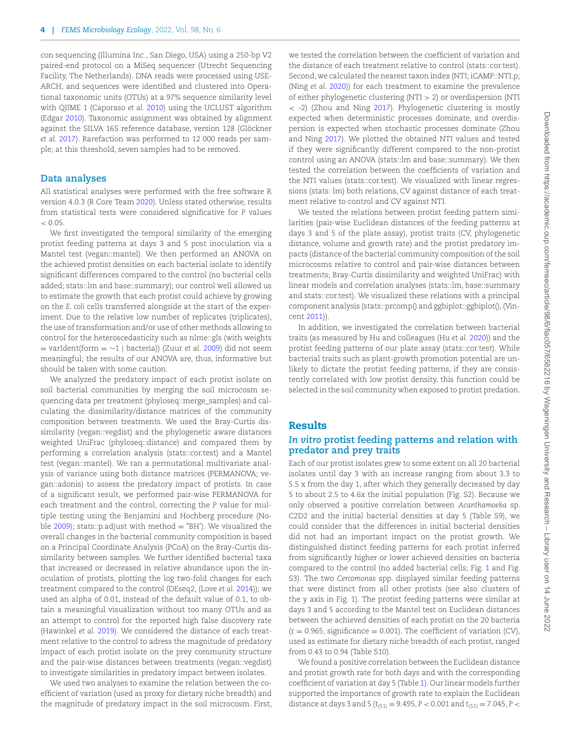con sequencing (Illumina Inc., San Diego, USA) using a 250-bp V2 paired-end protocol on a MiSeq sequencer (Utrecht Sequencing Facility, The Netherlands). DNA reads were processed using USEARCH, and sequences were identified and clustered into Operational taxonomic units (OTUs) at a 97% sequence similarity level with QIIME 1 (Caporaso *et al.* 2010) using the UCLUST algorithm (Edgar 2010). Taxonomic assignment was obtained by alignment against the SILVA 16S reference database, version 128 (Glöckner *et al.* 2017). Rarefaction was performed to 12 000 reads per sample; at this threshold, seven samples had to be removed.

## Data analyses

All statistical analyses were performed with the free software R version 4.0.3 (R Core Team 2020). Unless stated otherwise, results from statistical tests were considered significative for P values < 0.05.

We first investigated the temporal similarity of the emerging protist feeding patterns at days 3 and 5 post inoculation via a Mantel test (vegan::mantel). We then performed an ANOVA on the achieved protist densities on each bacterial isolate to identify significant differences compared to the control (no bacterial cells added; stats::lm and base::summary); our control well allowed us to estimate the growth that each protist could achieve by growing on the *E. coli* cells transferred alongside at the start of the experiment. Due to the relative low number of replicates (triplicates), the use of transformation and/or use of other methods allowing to control for the heteroscedasticity such as nlme::gls (with weights = varIdent(form = ~1 | bacteria)) (Zuur *et al.* 2009) did not seem meaningful; the results of our ANOVA are, thus, informative but should be taken with some caution.

We analyzed the predatory impact of each protist isolate on soil bacterial communities by merging the soil microcosm sequencing data per treatment (phyloseq::merge_samples) and calculating the dissimilarity/distance matrices of the community composition between treatments. We used the Bray-Curtis dissimilarity (vegan::vegdist) and the phylogenetic aware distances weighted UniFrac (phyloseq::distance) and compared them by performing a correlation analysis (stats::cor.test) and a Mantel test (vegan::mantel). We ran a permutational multivariate analysis of variance using both distance matrices (PERMANOVA; vegan::adonis) to assess the predatory impact of protists. In case of a significant result, we performed pair-wise PERMANOVA for each treatment and the control, correcting the P value for multiple testing using the Benjamini and Hochberg procedure (Noble 2009); stats::p.adjust with method = "BH'). We visualized the overall changes in the bacterial community composition is based on a Principal Coordinate Analysis (PCoA) on the Bray-Curtis dissimilarity between samples. We further identified bacterial taxa that increased or decreased in relative abundance upon the inoculation of protists, plotting the log two-fold changes for each treatment compared to the control (DEseq2, (Love *et al.* 2014)); we used an alpha of 0.01, instead of the default value of 0.1, to obtain a meaningful visualization without too many OTUs and as an attempt to control for the reported high false discovery rate (Hawinkel *et al.* 2019). We considered the distance of each treatment relative to the control to adress the magnitude of predatory impact of each protist isolate on the prey community structure and the pair-wise distances between treatments (vegan::vegdist) to investigate similarities in predatory impact between isolates.

We used two analyses to examine the relation between the coefficient of variation (used as proxy for dietary niche breadth) and the magnitude of predatory impact in the soil microcosm. First, we tested the correlation between the coefficient of variation and the distance of each treatment relative to control (stats::cor.test). Second, we calculated the nearest taxon index (NTI; iCAMP::NTI.p; (Ning *et al.* 2020)) for each treatment to examine the prevalence of either phylogenetic clustering (NTI > 2) or overdispersion (NTI < -2) (Zhou and Ning 2017). Phylogenetic clustering is mostly expected when deterministic processes dominate, and overdispersion is expected when stochastic processes dominate (Zhou and Ning 2017). We plotted the obtained NTI values and tested if they were significantly different compared to the non-protist control using an ANOVA (stats::lm and base::summary). We then tested the correlation between the coefficients of variation and the NTI values (stats::cor.test). We visualized with linear regressions (stats: lm) both relations, CV against distance of each treatment relative to control and CV against NTI.

We tested the relations between protist feeding pattern similarities (pair-wise Euclidean distances of the feeding patterns at days 3 and 5 of the plate assay), protist traits (CV, phylogenetic distance, volume and growth rate) and the protist predatory impacts (distance of the bacterial community composition of the soil microcosms relative to control and pair-wise distances between treatments; Bray-Curtis dissimilarity and weighted UniFrac) with linear models and correlation analyses (stats::lm, base::summary and stats::cor.test). We visualized these relations with a principal component analysis (stats::prcomp() and ggbiplot::ggbiplot(), (Vincent 2011)).

In addition, we investigated the correlation between bacterial traits (as measured by Hu and colleagues (Hu *et al.* 2020)) and the protist feeding patterns of our plate assay (stats::cor.test). While bacterial traits such as plant-growth promotion potential are unlikely to dictate the protist feeding patterns, if they are consistently correlated with low protist density, this function could be selected in the soil community when exposed to protist predation.

# Results

## *In vitro* protist feeding patterns and relation with predator and prey traits

Each of our protist isolates grew to some extent on all 20 bacterial isolates until day 3 with an increase ranging from about 3.3 to 5.5 x from the day 1, after which they generally decreased by day 5 to about 2.5 to 4.6x the initial population (Fig. S2). Because we only observed a positive correlation between *Acanthamoeba* sp. C2D2 and the initial bacterial densities at day 5 (Table S9), we could consider that the differences in initial bacterial densities did not had an important impact on the protist growth. We distinguished distinct feeding patterns for each protist inferred from significantly higher or lower achieved densities on bacteria compared to the control (no added bacterial cells; Fig. 1 and Fig. S3). The two *Cercomonas* spp. displayed similar feeding patterns that were distinct from all other protists (see also clusters of the y axis in Fig. 1). The protist feeding patterns were similar at days 3 and 5 according to the Mantel test on Euclidean distances between the achieved densities of each protist on the 20 bacteria (r = 0.965, significance = 0.001). The coefficient of variation (CV), used as estimate for dietary niche breadth of each protist, ranged from 0.43 to 0.94 (Table S10).

We found a positive correlation between the Euclidean distance and protist growth rate for both days and with the corresponding coefficient of variation at day 5 (Table 1). Our linear models further supported the importance of growth rate to explain the Euclidean distance at days 3 and 5 ($t_{(51)} = 9.495$, $P < 0.001$ and $t_{(51)} = 7.045$, $P <$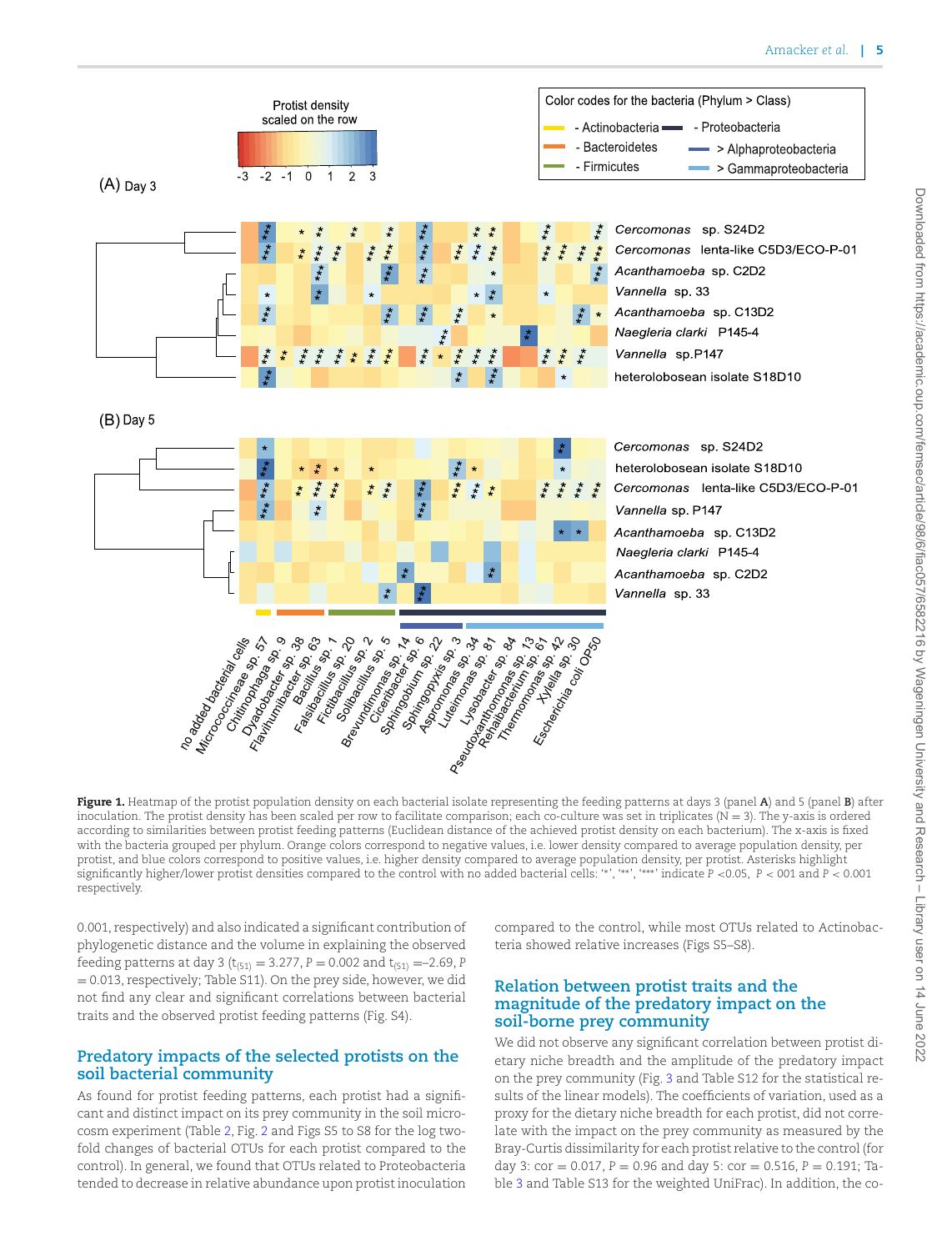**Figure 1.** Heatmap of the protist population density on each bacterial isolate representing the feeding patterns at days 3 (panel **A**) and 5 (panel **B**) after inoculation. The protist density has been scaled per row to facilitate comparison; each co-culture was set in triplicates (N = 3). The y-axis is ordered according to similarities between protist feeding patterns (Euclidean distance of the achieved protist density on each bacterium). The x-axis is fixed with the bacteria grouped per phylum. Orange colors correspond to negative values, i.e. lower density compared to average population density, per protist, and blue colors correspond to positive values, i.e. higher density compared to average population density, per protist. Asterisks highlight significantly higher/lower protist densities compared to the control with no added bacterial cells: '*', '**', '***' indicate $P < 0.05$, $P < 001$ and $P < 0.001$ respectively.

0.001, respectively) and also indicated a significant contribution of phylogenetic distance and the volume in explaining the observed feeding patterns at day 3 ($t_{(51)} = 3.277$, $P = 0.002$ and $t_{(51)} = -2.69$, $P = 0.013$, respectively; Table S11). On the prey side, however, we did not find any clear and significant correlations between bacterial traits and the observed protist feeding patterns (Fig. S4).

## Predatory impacts of the selected protists on the soil bacterial community

As found for protist feeding patterns, each protist had a significant and distinct impact on its prey community in the soil microcosm experiment (Table 2, Fig. 2 and Figs S5 to S8 for the log two-fold changes of bacterial OTUs for each protist compared to the control). In general, we found that OTUs related to Proteobacteria tended to decrease in relative abundance upon protist inoculation compared to the control, while most OTUs related to Actinobacteria showed relative increases (Figs S5–S8).

## Relation between protist traits and the magnitude of the predatory impact on the soil-borne prey community

We did not observe any significant correlation between protist dietary niche breadth and the amplitude of the predatory impact on the prey community (Fig. 3 and Table S12 for the statistical results of the linear models). The coefficients of variation, used as a proxy for the dietary niche breadth for each protist, did not correlate with the impact on the prey community as measured by the Bray-Curtis dissimilarity for each protist relative to the control (for day 3: cor = 0.017, $P = 0.96$ and day 5: cor = 0.516, $P = 0.191$; Table 3 and Table S13 for the weighted UniFrac). In addition, the co-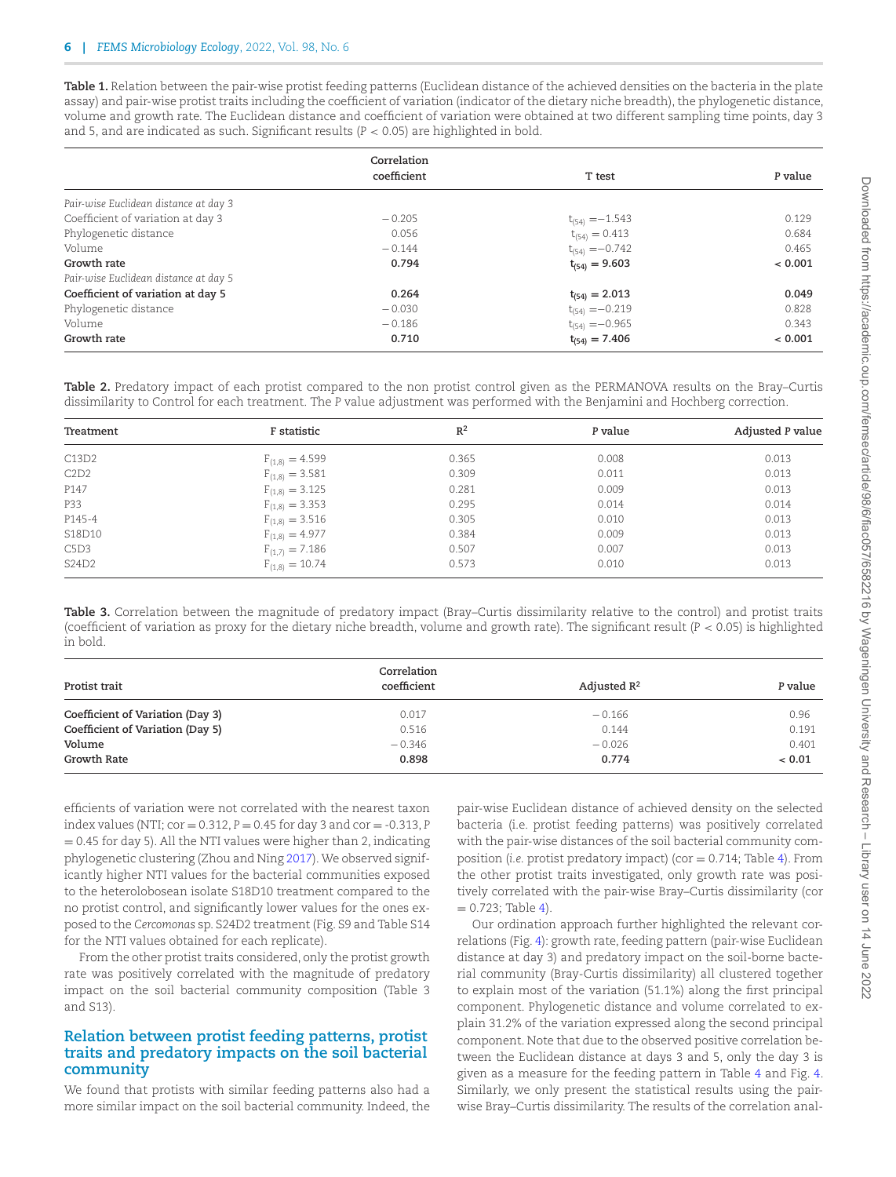**Table 1.** Relation between the pair-wise protist feeding patterns (Euclidean distance of the achieved densities on the bacteria in the plate assay) and pair-wise protist traits including the coefficient of variation (indicator of the dietary niche breadth), the phylogenetic distance, volume and growth rate. The Euclidean distance and coefficient of variation were obtained at two different sampling time points, day 3 and 5, and are indicated as such. Significant results ($P < 0.05$) are highlighted in bold.

| | Correlation coefficient | T test | P value |
|---|---|---|---|
| *Pair-wise Euclidean distance at day 3* | | | |
| Coefficient of variation at day 3 | −0.205 | $t_{(54)} = -1.543$ | 0.129 |
| Phylogenetic distance | 0.056 | $t_{(54)} = 0.413$ | 0.684 |
| Volume | −0.144 | $t_{(54)} = -0.742$ | 0.465 |
| **Growth rate** | **0.794** | $\mathbf{t_{(54)} = 9.603}$ | **< 0.001** |
| *Pair-wise Euclidean distance at day 5* | | | |
| **Coefficient of variation at day 5** | **0.264** | $\mathbf{t_{(54)} = 2.013}$ | **0.049** |
| Phylogenetic distance | −0.030 | $t_{(54)} = -0.219$ | 0.828 |
| Volume | −0.186 | $t_{(54)} = -0.965$ | 0.343 |
| **Growth rate** | **0.710** | $\mathbf{t_{(54)} = 7.406}$ | **< 0.001** |

**Table 2.** Predatory impact of each protist compared to the non protist control given as the PERMANOVA results on the Bray–Curtis dissimilarity to Control for each treatment. The *P* value adjustment was performed with the Benjamini and Hochberg correction.

| Treatment | F statistic | $R^2$ | P value | Adjusted *P* value |
|---|---|---|---|---|
| C13D2 | $F_{(1,8)} = 4.599$ | 0.365 | 0.008 | 0.013 |
| C2D2 | $F_{(1,8)} = 3.581$ | 0.309 | 0.011 | 0.013 |
| P147 | $F_{(1,8)} = 3.125$ | 0.281 | 0.009 | 0.013 |
| P33 | $F_{(1,8)} = 3.353$ | 0.295 | 0.014 | 0.014 |
| P145-4 | $F_{(1,8)} = 3.516$ | 0.305 | 0.010 | 0.013 |
| S18D10 | $F_{(1,8)} = 4.977$ | 0.384 | 0.009 | 0.013 |
| C5D3 | $F_{(1,7)} = 7.186$ | 0.507 | 0.007 | 0.013 |
| S24D2 | $F_{(1,8)} = 10.74$ | 0.573 | 0.010 | 0.013 |

**Table 3.** Correlation between the magnitude of predatory impact (Bray–Curtis dissimilarity relative to the control) and protist traits (coefficient of variation as proxy for the dietary niche breadth, volume and growth rate). The significant result ($P < 0.05$) is highlighted in bold.

| Protist trait | Correlation coefficient | Adjusted $R^2$ | P value |
|---|---|---|---|
| **Coefficient of Variation (Day 3)** | 0.017 | −0.166 | 0.96 |
| **Coefficient of Variation (Day 5)** | 0.516 | 0.144 | 0.191 |
| **Volume** | −0.346 | −0.026 | 0.401 |
| **Growth Rate** | **0.898** | **0.774** | **< 0.01** |

efficients of variation were not correlated with the nearest taxon index values (NTI; cor = 0.312, $P = 0.45$ for day 3 and cor = -0.313, $P = 0.45$ for day 5). All the NTI values were higher than 2, indicating phylogenetic clustering (Zhou and Ning 2017). We observed significantly higher NTI values for the bacterial communities exposed to the heterolobosean isolate S18D10 treatment compared to the no protist control, and significantly lower values for the ones exposed to the *Cercomonas* sp. S24D2 treatment (Fig. S9 and Table S14 for the NTI values obtained for each replicate).

From the other protist traits considered, only the protist growth rate was positively correlated with the magnitude of predatory impact on the soil bacterial community composition (Table 3 and S13).

## Relation between protist feeding patterns, protist traits and predatory impacts on the soil bacterial community

We found that protists with similar feeding patterns also had a more similar impact on the soil bacterial community. Indeed, the pair-wise Euclidean distance of achieved density on the selected bacteria (i.e. protist feeding patterns) was positively correlated with the pair-wise distances of the soil bacterial community composition (*i.e.* protist predatory impact) (cor = 0.714; Table 4). From the other protist traits investigated, only growth rate was positively correlated with the pair-wise Bray–Curtis dissimilarity (cor = 0.723; Table 4).

Our ordination approach further highlighted the relevant correlations (Fig. 4): growth rate, feeding pattern (pair-wise Euclidean distance at day 3) and predatory impact on the soil-borne bacterial community (Bray–Curtis dissimilarity) all clustered together to explain most of the variation (51.1%) along the first principal component. Phylogenetic distance and volume correlated to explain 31.2% of the variation expressed along the second principal component. Note that due to the observed positive correlation between the Euclidean distance at days 3 and 5, only the day 3 is given as a measure for the feeding pattern in Table 4 and Fig. 4. Similarly, we only present the statistical results using the pair-wise Bray–Curtis dissimilarity. The results of the correlation anal-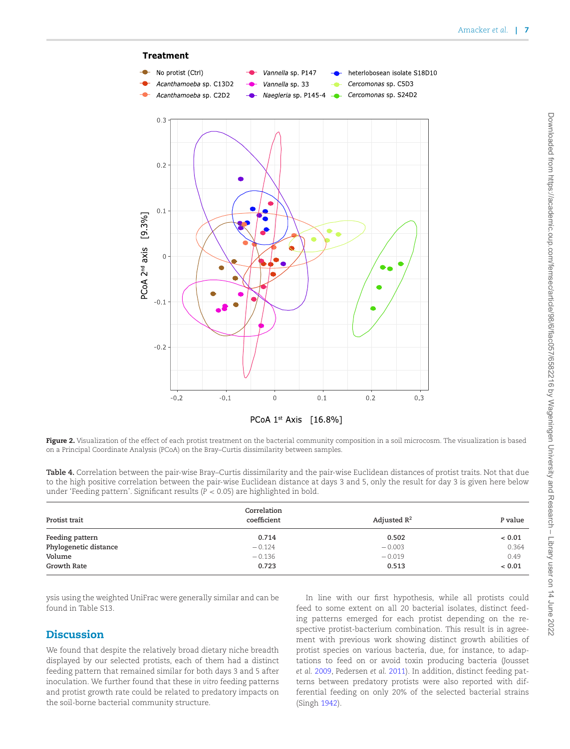Figure 2. Visualization of the effect of each protist treatment on the bacterial community composition in a soil microcosm. The visualization is based on a Principal Coordinate Analysis (PCoA) on the Bray–Curtis dissimilarity between samples.

**Table 4.** Correlation between the pair-wise Bray–Curtis dissimilarity and the pair-wise Euclidean distances of protist traits. Not that due to the high positive correlation between the pair-wise Euclidean distance at days 3 and 5, only the result for day 3 is given here below under 'Feeding pattern'. Significant results ($P < 0.05$) are highlighted in bold.

| Protist trait | Correlation coefficient | Adjusted $R^2$ | P value |
|---|---|---|---|
| **Feeding pattern** | **0.714** | **0.502** | **< 0.01** |
| Phylogenetic distance | – 0.124 | – 0.003 | 0.364 |
| Volume | – 0.136 | – 0.019 | 0.49 |
| **Growth Rate** | **0.723** | **0.513** | **< 0.01** |

ysis using the weighted UniFrac were generally similar and can be found in Table S13.

## Discussion

We found that despite the relatively broad dietary niche breadth displayed by our selected protists, each of them had a distinct feeding pattern that remained similar for both days 3 and 5 after inoculation. We further found that these *in vitro* feeding patterns and protist growth rate could be related to predatory impacts on the soil-borne bacterial community structure.

In line with our first hypothesis, while all protists could feed to some extent on all 20 bacterial isolates, distinct feeding patterns emerged for each protist depending on the respective protist-bacterium combination. This result is in agreement with previous work showing distinct growth abilities of protist species on various bacteria, due, for instance, to adaptations to feed on or avoid toxin producing bacteria (Jousset *et al.* 2009, Pedersen *et al.* 2011). In addition, distinct feeding patterns between predatory protists were also reported with differential feeding on only 20% of the selected bacterial strains (Singh 1942).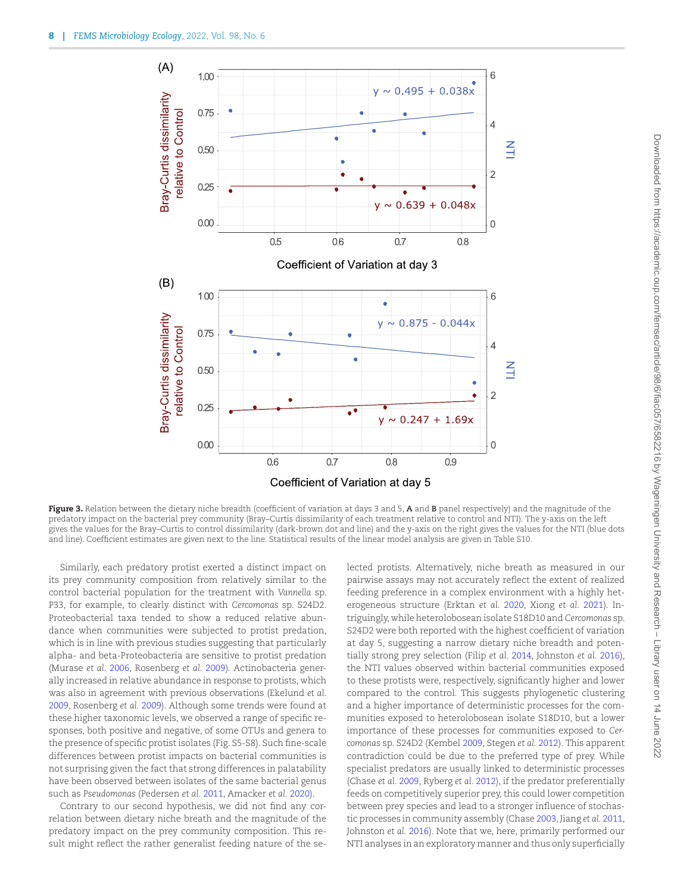**Figure 3.** Relation between the dietary niche breadth (coefficient of variation at days 3 and 5, **A** and **B** panel respectively) and the magnitude of the predatory impact on the bacterial prey community (Bray–Curtis dissimilarity of each treatment relative to control and NTI). The y-axis on the left gives the values for the Bray–Curtis to control dissimilarity (dark-brown dot and line) and the y-axis on the right gives the values for the NTI (blue dots and line). Coefficient estimates are given next to the line. Statistical results of the linear model analysis are given in Table S10.

Similarly, each predatory protist exerted a distinct impact on its prey community composition from relatively similar to the control bacterial population for the treatment with *Vannella* sp. P33, for example, to clearly distinct with *Cercomonas* sp. S24D2. Proteobacterial taxa tended to show a reduced relative abundance when communities were subjected to protist predation, which is in line with previous studies suggesting that particularly alpha- and beta-Proteobacteria are sensitive to protist predation (Murase *et al.* 2006, Rosenberg *et al.* 2009). Actinobacteria generally increased in relative abundance in response to protists, which was also in agreement with previous observations (Ekelund *et al.* 2009, Rosenberg *et al.* 2009). Although some trends were found at these higher taxonomic levels, we observed a range of specific responses, both positive and negative, of some OTUs and genera to the presence of specific protist isolates (Fig. S5-S8). Such fine-scale differences between protist impacts on bacterial communities is not surprising given the fact that strong differences in palatability have been observed between isolates of the same bacterial genus such as *Pseudomonas* (Pedersen *et al.* 2011, Amacker *et al.* 2020).

Contrary to our second hypothesis, we did not find any correlation between dietary niche breath and the magnitude of the predatory impact on the prey community composition. This result might reflect the rather generalist feeding nature of the selected protists. Alternatively, niche breath as measured in our pairwise assays may not accurately reflect the extent of realized feeding preference in a complex environment with a highly heterogeneous structure (Erktan *et al.* 2020, Xiong *et al.* 2021). Intriguingly, while heterolobosean isolate S18D10 and *Cercomonas* sp. S24D2 were both reported with the highest coefficient of variation at day 5, suggesting a narrow dietary niche breadth and potentially strong prey selection (Filip *et al.* 2014, Johnston *et al.* 2016), the NTI values observed within bacterial communities exposed to these protists were, respectively, significantly higher and lower compared to the control. This suggests phylogenetic clustering and a higher importance of deterministic processes for the communities exposed to heterolobosean isolate S18D10, but a lower importance of these processes for communities exposed to *Cercomonas* sp. S24D2 (Kembel 2009, Stegen *et al.* 2012). This apparent contradiction could be due to the preferred type of prey. While specialist predators are usually linked to deterministic processes (Chase *et al.* 2009, Ryberg *et al.* 2012), if the predator preferentially feeds on competitively superior prey, this could lower competition between prey species and lead to a stronger influence of stochastic processes in community assembly (Chase 2003, Jiang *et al.* 2011, Johnston *et al.* 2016). Note that we, here, primarily performed our NTI analyses in an exploratory manner and thus only superficially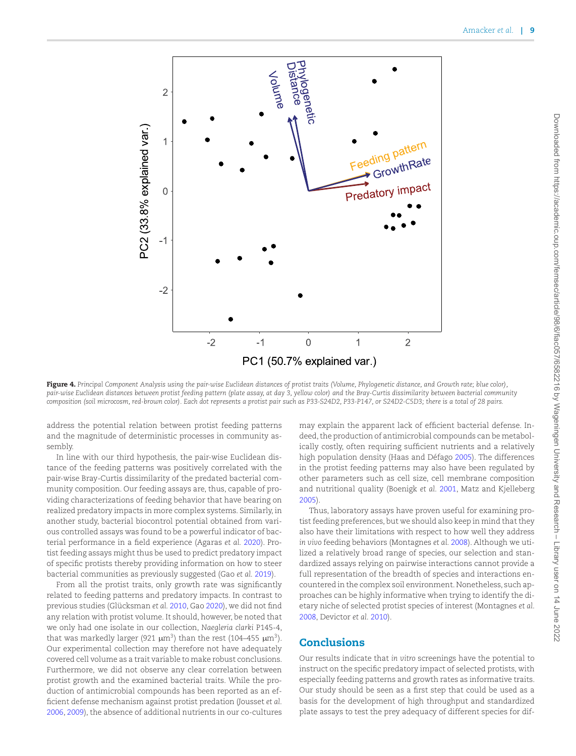**Figure 4.** *Principal Component Analysis using the pair-wise Euclidean distances of protist traits (Volume, Phylogenetic distance, and Growth rate; blue color), pair-wise Euclidean distances between protist feeding pattern (plate assay, at day 3, yellow color) and the Bray-Curtis dissimilarity between bacterial community composition (soil microcosm, red-brown color). Each dot represents a protist pair such as P33-S24D2, P33-P147, or S24D2-C5D3; there is a total of 28 pairs.*

address the potential relation between protist feeding patterns and the magnitude of deterministic processes in community assembly.

In line with our third hypothesis, the pair-wise Euclidean distance of the feeding patterns was positively correlated with the pair-wise Bray-Curtis dissimilarity of the predated bacterial community composition. Our feeding assays are, thus, capable of providing characterizations of feeding behavior that have bearing on realized predatory impacts in more complex systems. Similarly, in another study, bacterial biocontrol potential obtained from various controlled assays was found to be a powerful indicator of bacterial performance in a field experience (Agaras *et al.* 2020). Protist feeding assays might thus be used to predict predatory impact of specific protists thereby providing information on how to steer bacterial communities as previously suggested (Gao *et al.* 2019).

From all the protist traits, only growth rate was significantly related to feeding patterns and predatory impacts. In contrast to previous studies (Glücksman *et al.* 2010, Gao 2020), we did not find any relation with protist volume. It should, however, be noted that we only had one isolate in our collection, *Naegleria clarki* P145-4, that was markedly larger (921 μm$^3$) than the rest (104–455 μm$^3$). Our experimental collection may therefore not have adequately covered cell volume as a trait variable to make robust conclusions. Furthermore, we did not observe any clear correlation between protist growth and the examined bacterial traits. While the production of antimicrobial compounds has been reported as an efficient defense mechanism against protist predation (Jousset *et al.* 2006, 2009), the absence of additional nutrients in our co-cultures may explain the apparent lack of efficient bacterial defense. Indeed, the production of antimicrobial compounds can be metabolically costly, often requiring sufficient nutrients and a relatively high population density (Haas and Défago 2005). The differences in the protist feeding patterns may also have been regulated by other parameters such as cell size, cell membrane composition and nutritional quality (Boenigk *et al.* 2001, Matz and Kjelleberg 2005).

Thus, laboratory assays have proven useful for examining protist feeding preferences, but we should also keep in mind that they also have their limitations with respect to how well they address *in vivo* feeding behaviors (Montagnes *et al.* 2008). Although we utilized a relatively broad range of species, our selection and standardized assays relying on pairwise interactions cannot provide a full representation of the breadth of species and interactions encountered in the complex soil environment. Nonetheless, such approaches can be highly informative when trying to identify the dietary niche of selected protist species of interest (Montagnes *et al.* 2008, Devictor *et al.* 2010).

## Conclusions

Our results indicate that *in vitro* screenings have the potential to instruct on the specific predatory impact of selected protists, with especially feeding patterns and growth rates as informative traits. Our study should be seen as a first step that could be used as a basis for the development of high throughput and standardized plate assays to test the prey adequacy of different species for dif-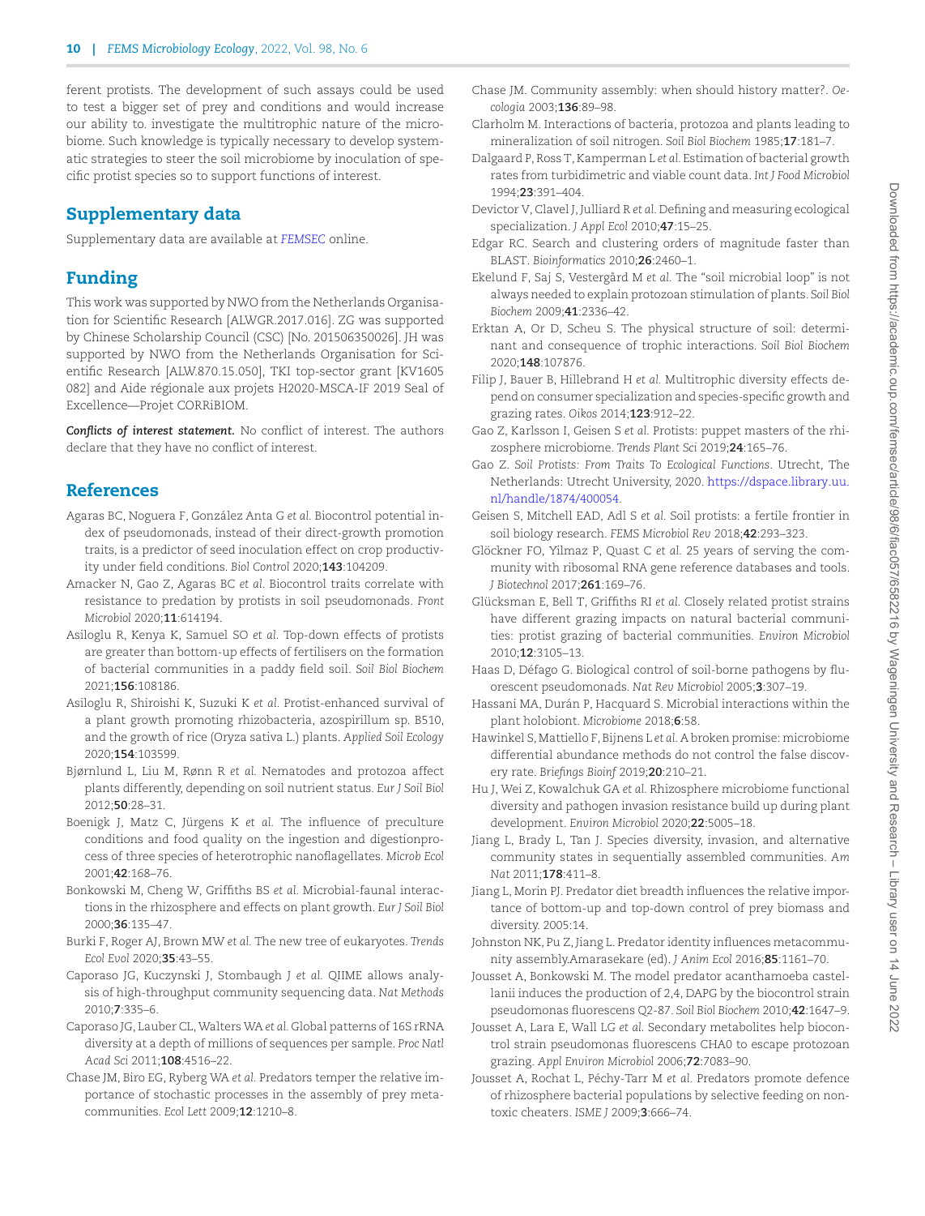ferent protists. The development of such assays could be used to test a bigger set of prey and conditions and would increase our ability to. investigate the multitrophic nature of the microbiome. Such knowledge is typically necessary to develop systematic strategies to steer the soil microbiome by inoculation of specific protist species so to support functions of interest.

## Supplementary data

Supplementary data are available at *FEMSEC* online.

## Funding

This work was supported by NWO from the Netherlands Organisation for Scientific Research [ALWGR.2017.016]. ZG was supported by Chinese Scholarship Council (CSC) [No. 201506350026]. JH was supported by NWO from the Netherlands Organisation for Scientific Research [ALW.870.15.050], TKI top-sector grant [KV1605 082] and Aide régionale aux projets H2020-MSCA-IF 2019 Seal of Excellence—Projet CORRiBIOM.

***Conflicts of interest statement.*** No conflict of interest. The authors declare that they have no conflict of interest.

## References

Agaras BC, Noguera F, González Anta G *et al.* Biocontrol potential index of pseudomonads, instead of their direct-growth promotion traits, is a predictor of seed inoculation effect on crop productivity under field conditions. *Biol Control* 2020;**143**:104209.

Amacker N, Gao Z, Agaras BC *et al.* Biocontrol traits correlate with resistance to predation by protists in soil pseudomonads. *Front Microbiol* 2020;**11**:614194.

Asiloglu R, Kenya K, Samuel SO *et al.* Top-down effects of protists are greater than bottom-up effects of fertilisers on the formation of bacterial communities in a paddy field soil. *Soil Biol Biochem* 2021;**156**:108186.

Asiloglu R, Shiroishi K, Suzuki K *et al.* Protist-enhanced survival of a plant growth promoting rhizobacteria, azospirillum sp. B510, and the growth of rice (Oryza sativa L.) plants. *Applied Soil Ecology* 2020;**154**:103599.

Bjørnlund L, Liu M, Rønn R *et al.* Nematodes and protozoa affect plants differently, depending on soil nutrient status. *Eur J Soil Biol* 2012;**50**:28–31.

Boenigk J, Matz C, Jürgens K *et al.* The influence of preculture conditions and food quality on the ingestion and digestionprocess of three species of heterotrophic nanoflagellates. *Microb Ecol* 2001;**42**:168–76.

Bonkowski M, Cheng W, Griffiths BS *et al.* Microbial-faunal interactions in the rhizosphere and effects on plant growth. *Eur J Soil Biol* 2000;**36**:135–47.

Burki F, Roger AJ, Brown MW *et al.* The new tree of eukaryotes. *Trends Ecol Evol* 2020;**35**:43–55.

Caporaso JG, Kuczynski J, Stombaugh J *et al.* QIIME allows analysis of high-throughput community sequencing data. *Nat Methods* 2010;**7**:335–6.

Caporaso JG, Lauber CL, Walters WA *et al.* Global patterns of 16S rRNA diversity at a depth of millions of sequences per sample. *Proc Natl Acad Sci* 2011;**108**:4516–22.

Chase JM, Biro EG, Ryberg WA *et al.* Predators temper the relative importance of stochastic processes in the assembly of prey metacommunities. *Ecol Lett* 2009;**12**:1210–8.

Chase JM. Community assembly: when should history matter?. *Oecologia* 2003;**136**:89–98.

Clarholm M. Interactions of bacteria, protozoa and plants leading to mineralization of soil nitrogen. *Soil Biol Biochem* 1985;**17**:181–7.

Dalgaard P, Ross T, Kamperman L *et al.* Estimation of bacterial growth rates from turbidimetric and viable count data. *Int J Food Microbiol* 1994;**23**:391–404.

Devictor V, Clavel J, Julliard R *et al.* Defining and measuring ecological specialization. *J Appl Ecol* 2010;**47**:15–25.

Edgar RC. Search and clustering orders of magnitude faster than BLAST. *Bioinformatics* 2010;**26**:2460–1.

Ekelund F, Saj S, Vestergård M *et al.* The "soil microbial loop" is not always needed to explain protozoan stimulation of plants. *Soil Biol Biochem* 2009;**41**:2336–42.

Erktan A, Or D, Scheu S. The physical structure of soil: determinant and consequence of trophic interactions. *Soil Biol Biochem* 2020;**148**:107876.

Filip J, Bauer B, Hillebrand H *et al.* Multitrophic diversity effects depend on consumer specialization and species-specific growth and grazing rates. *Oikos* 2014;**123**:912–22.

Gao Z, Karlsson I, Geisen S *et al.* Protists: puppet masters of the rhizosphere microbiome. *Trends Plant Sci* 2019;**24**:165–76.

Gao Z. *Soil Protists: From Traits To Ecological Functions*. Utrecht, The Netherlands: Utrecht University, 2020. https://dspace.library.uu.nl/handle/1874/400054.

Geisen S, Mitchell EAD, Adl S *et al.* Soil protists: a fertile frontier in soil biology research. *FEMS Microbiol Rev* 2018;**42**:293–323.

Glöckner FO, Yilmaz P, Quast C *et al.* 25 years of serving the community with ribosomal RNA gene reference databases and tools. *J Biotechnol* 2017;**261**:169–76.

Glücksman E, Bell T, Griffiths RI *et al.* Closely related protist strains have different grazing impacts on natural bacterial communities: protist grazing of bacterial communities. *Environ Microbiol* 2010;**12**:3105–13.

Haas D, Défago G. Biological control of soil-borne pathogens by fluorescent pseudomonads. *Nat Rev Microbiol* 2005;**3**:307–19.

Hassani MA, Durán P, Hacquard S. Microbial interactions within the plant holobiont. *Microbiome* 2018;**6**:58.

Hawinkel S, Mattiello F, Bijnens L *et al.* A broken promise: microbiome differential abundance methods do not control the false discovery rate. *Briefings Bioinf* 2019;**20**:210–21.

Hu J, Wei Z, Kowalchuk GA *et al.* Rhizosphere microbiome functional diversity and pathogen invasion resistance build up during plant development. *Environ Microbiol* 2020;**22**:5005–18.

Jiang L, Brady L, Tan J. Species diversity, invasion, and alternative community states in sequentially assembled communities. *Am Nat* 2011;**178**:411–8.

Jiang L, Morin PJ. Predator diet breadth influences the relative importance of bottom-up and top-down control of prey biomass and diversity. 2005:14.

Johnston NK, Pu Z, Jiang L. Predator identity influences metacommunity assembly.Amarasekare (ed). *J Anim Ecol* 2016;**85**:1161–70.

Jousset A, Bonkowski M. The model predator acanthamoeba castellanii induces the production of 2,4, DAPG by the biocontrol strain pseudomonas fluorescens Q2-87. *Soil Biol Biochem* 2010;**42**:1647–9.

Jousset A, Lara E, Wall LG *et al.* Secondary metabolites help biocontrol strain pseudomonas fluorescens CHA0 to escape protozoan grazing. *Appl Environ Microbiol* 2006;**72**:7083–90.

Jousset A, Rochat L, Péchy-Tarr M *et al.* Predators promote defence of rhizosphere bacterial populations by selective feeding on nontoxic cheaters. *ISME J* 2009;**3**:666–74.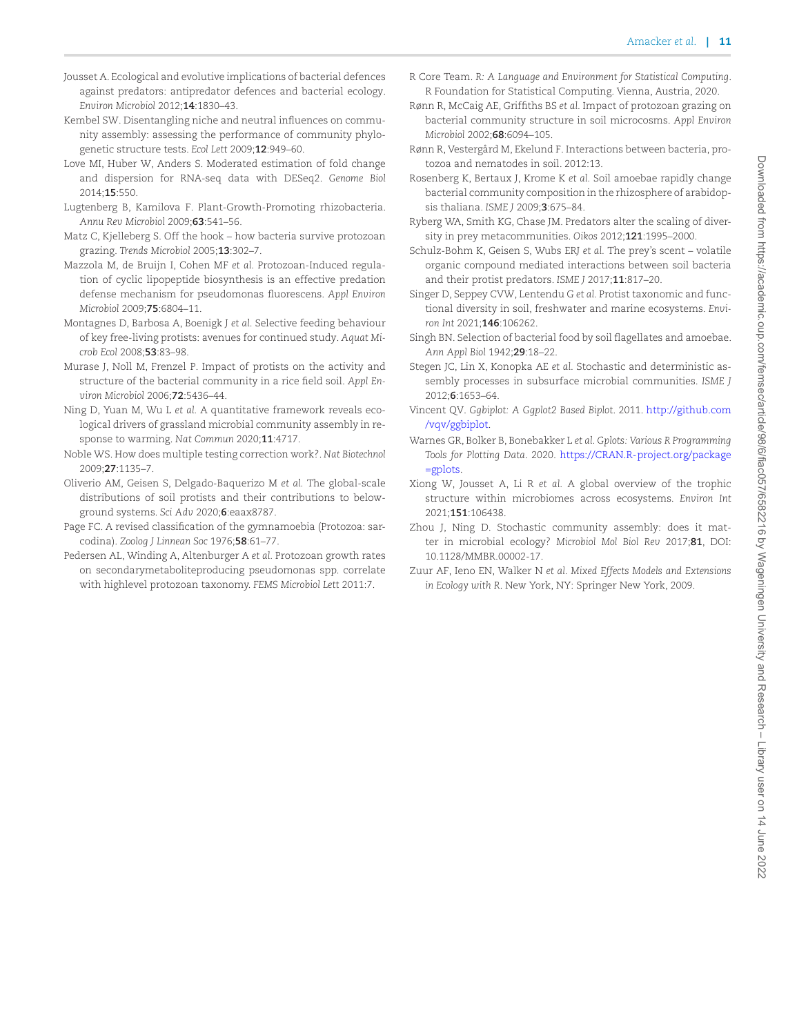Jousset A. Ecological and evolutive implications of bacterial defences against predators: antipredator defences and bacterial ecology. *Environ Microbiol* 2012;**14**:1830–43.

Kembel SW. Disentangling niche and neutral influences on community assembly: assessing the performance of community phylogenetic structure tests. *Ecol Lett* 2009;**12**:949–60.

Love MI, Huber W, Anders S. Moderated estimation of fold change and dispersion for RNA-seq data with DESeq2. *Genome Biol* 2014;**15**:550.

Lugtenberg B, Kamilova F. Plant-Growth-Promoting rhizobacteria. *Annu Rev Microbiol* 2009;**63**:541–56.

Matz C, Kjelleberg S. Off the hook – how bacteria survive protozoan grazing. *Trends Microbiol* 2005;**13**:302–7.

Mazzola M, de Bruijn I, Cohen MF *et al.* Protozoan-Induced regulation of cyclic lipopeptide biosynthesis is an effective predation defense mechanism for pseudomonas fluorescens. *Appl Environ Microbiol* 2009;**75**:6804–11.

Montagnes D, Barbosa A, Boenigk J *et al.* Selective feeding behaviour of key free-living protists: avenues for continued study. *Aquat Microb Ecol* 2008;**53**:83–98.

Murase J, Noll M, Frenzel P. Impact of protists on the activity and structure of the bacterial community in a rice field soil. *Appl Environ Microbiol* 2006;**72**:5436–44.

Ning D, Yuan M, Wu L *et al.* A quantitative framework reveals ecological drivers of grassland microbial community assembly in response to warming. *Nat Commun* 2020;**11**:4717.

Noble WS. How does multiple testing correction work?. *Nat Biotechnol* 2009;**27**:1135–7.

Oliverio AM, Geisen S, Delgado-Baquerizo M *et al.* The global-scale distributions of soil protists and their contributions to belowground systems. *Sci Adv* 2020;**6**:eaax8787.

Page FC. A revised classification of the gymnamoebia (Protozoa: sarcodina). *Zoolog J Linnean Soc* 1976;**58**:61–77.

Pedersen AL, Winding A, Altenburger A *et al.* Protozoan growth rates on secondarymetaboliteproducing pseudomonas spp. correlate with highlevel protozoan taxonomy. *FEMS Microbiol Lett* 2011:7.

R Core Team. *R: A Language and Environment for Statistical Computing*. R Foundation for Statistical Computing. Vienna, Austria, 2020.

Rønn R, McCaig AE, Griffiths BS *et al.* Impact of protozoan grazing on bacterial community structure in soil microcosms. *Appl Environ Microbiol* 2002;**68**:6094–105.

Rønn R, Vestergård M, Ekelund F. Interactions between bacteria, protozoa and nematodes in soil. 2012:13.

Rosenberg K, Bertaux J, Krome K *et al.* Soil amoebae rapidly change bacterial community composition in the rhizosphere of arabidopsis thaliana. *ISME J* 2009;**3**:675–84.

Ryberg WA, Smith KG, Chase JM. Predators alter the scaling of diversity in prey metacommunities. *Oikos* 2012;**121**:1995–2000.

Schulz-Bohm K, Geisen S, Wubs ERJ *et al.* The prey's scent – volatile organic compound mediated interactions between soil bacteria and their protist predators. *ISME J* 2017;**11**:817–20.

Singer D, Seppey CVW, Lentendu G *et al.* Protist taxonomic and functional diversity in soil, freshwater and marine ecosystems. *Environ Int* 2021;**146**:106262.

Singh BN. Selection of bacterial food by soil flagellates and amoebae. *Ann Appl Biol* 1942;**29**:18–22.

Stegen JC, Lin X, Konopka AE *et al.* Stochastic and deterministic assembly processes in subsurface microbial communities. *ISME J* 2012;**6**:1653–64.

Vincent QV. *Ggbiplot: A Ggplot2 Based Biplot*. 2011. http://github.com/vqv/ggbiplot.

Warnes GR, Bolker B, Bonebakker L *et al. Gplots: Various R Programming Tools for Plotting Data*. 2020. https://CRAN.R-project.org/package=gplots.

Xiong W, Jousset A, Li R *et al.* A global overview of the trophic structure within microbiomes across ecosystems. *Environ Int* 2021;**151**:106438.

Zhou J, Ning D. Stochastic community assembly: does it matter in microbial ecology? *Microbiol Mol Biol Rev* 2017;**81**, DOI: 10.1128/MMBR.00002-17.

Zuur AF, Ieno EN, Walker N *et al. Mixed Effects Models and Extensions in Ecology with R*. New York, NY: Springer New York, 2009.